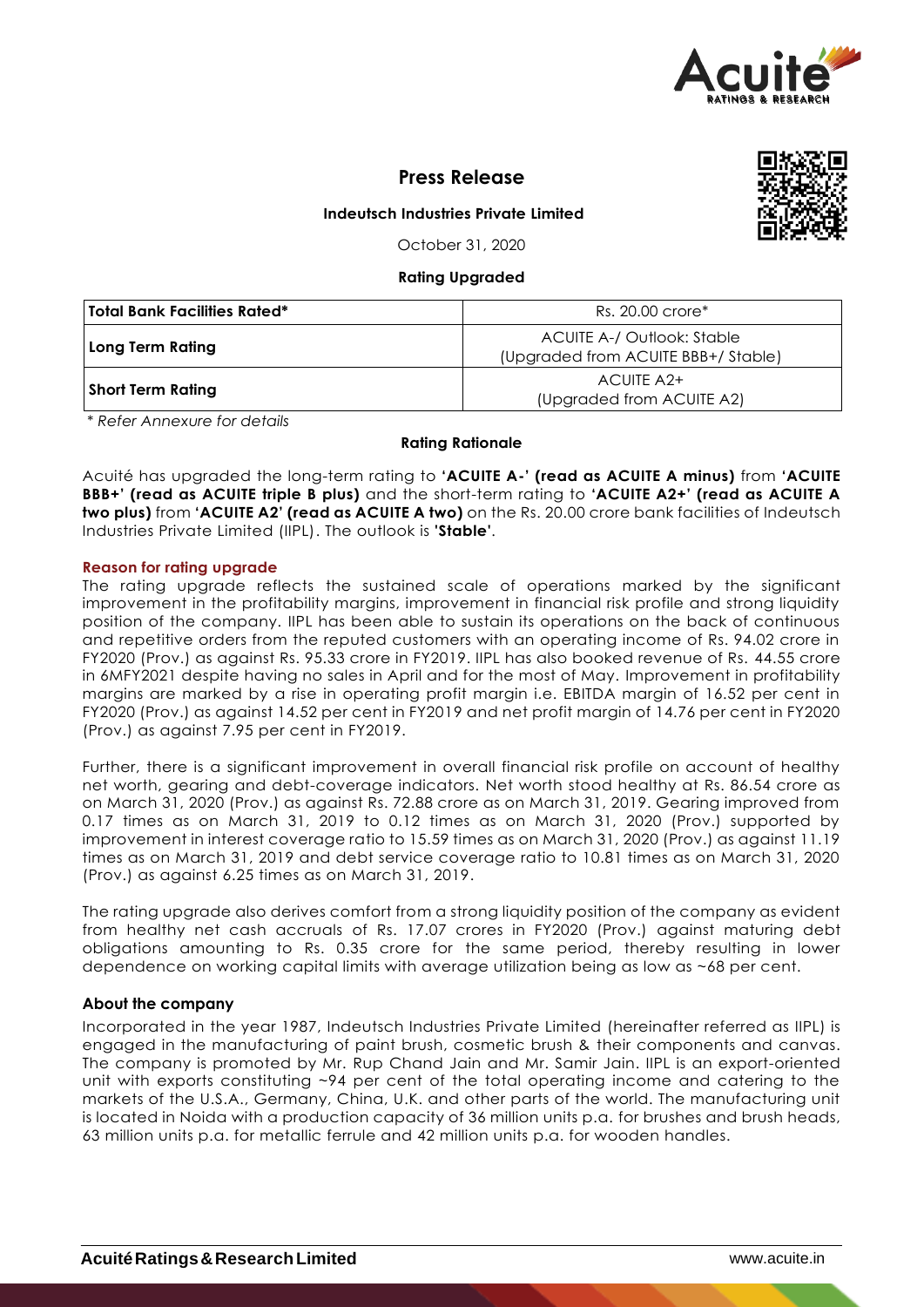# Press Release

**Indeutsch Industries Private Limited**

October 31, 2020

**Rating Upgraded**

| **Total Bank Facilities Rated*** | Rs. 20.00 crore* |
|---|---|
| **Long Term Rating** | ACUITE A-/ Outlook: Stable (Upgraded from ACUITE BBB+/ Stable) |
| **Short Term Rating** | ACUITE A2+ (Upgraded from ACUITE A2) |

*\* Refer Annexure for details*

**Rating Rationale**

Acuité has upgraded the long-term rating to **'ACUITE A-' (read as ACUITE A minus)** from **'ACUITE BBB+' (read as ACUITE triple B plus)** and the short-term rating to **'ACUITE A2+' (read as ACUITE A two plus)** from **'ACUITE A2' (read as ACUITE A two)** on the Rs. 20.00 crore bank facilities of Indeutsch Industries Private Limited (IIPL). The outlook is **'Stable'**.

## Reason for rating upgrade

The rating upgrade reflects the sustained scale of operations marked by the significant improvement in the profitability margins, improvement in financial risk profile and strong liquidity position of the company. IIPL has been able to sustain its operations on the back of continuous and repetitive orders from the reputed customers with an operating income of Rs. 94.02 crore in FY2020 (Prov.) as against Rs. 95.33 crore in FY2019. IIPL has also booked revenue of Rs. 44.55 crore in 6MFY2021 despite having no sales in April and for the most of May. Improvement in profitability margins are marked by a rise in operating profit margin i.e. EBITDA margin of 16.52 per cent in FY2020 (Prov.) as against 14.52 per cent in FY2019 and net profit margin of 14.76 per cent in FY2020 (Prov.) as against 7.95 per cent in FY2019.

Further, there is a significant improvement in overall financial risk profile on account of healthy net worth, gearing and debt-coverage indicators. Net worth stood healthy at Rs. 86.54 crore as on March 31, 2020 (Prov.) as against Rs. 72.88 crore as on March 31, 2019. Gearing improved from 0.17 times as on March 31, 2019 to 0.12 times as on March 31, 2020 (Prov.) supported by improvement in interest coverage ratio to 15.59 times as on March 31, 2020 (Prov.) as against 11.19 times as on March 31, 2019 and debt service coverage ratio to 10.81 times as on March 31, 2020 (Prov.) as against 6.25 times as on March 31, 2019.

The rating upgrade also derives comfort from a strong liquidity position of the company as evident from healthy net cash accruals of Rs. 17.07 crores in FY2020 (Prov.) against maturing debt obligations amounting to Rs. 0.35 crore for the same period, thereby resulting in lower dependence on working capital limits with average utilization being as low as ~68 per cent.

## About the company

Incorporated in the year 1987, Indeutsch Industries Private Limited (hereinafter referred as IIPL) is engaged in the manufacturing of paint brush, cosmetic brush & their components and canvas. The company is promoted by Mr. Rup Chand Jain and Mr. Samir Jain. IIPL is an export-oriented unit with exports constituting ~94 per cent of the total operating income and catering to the markets of the U.S.A., Germany, China, U.K. and other parts of the world. The manufacturing unit is located in Noida with a production capacity of 36 million units p.a. for brushes and brush heads, 63 million units p.a. for metallic ferrule and 42 million units p.a. for wooden handles.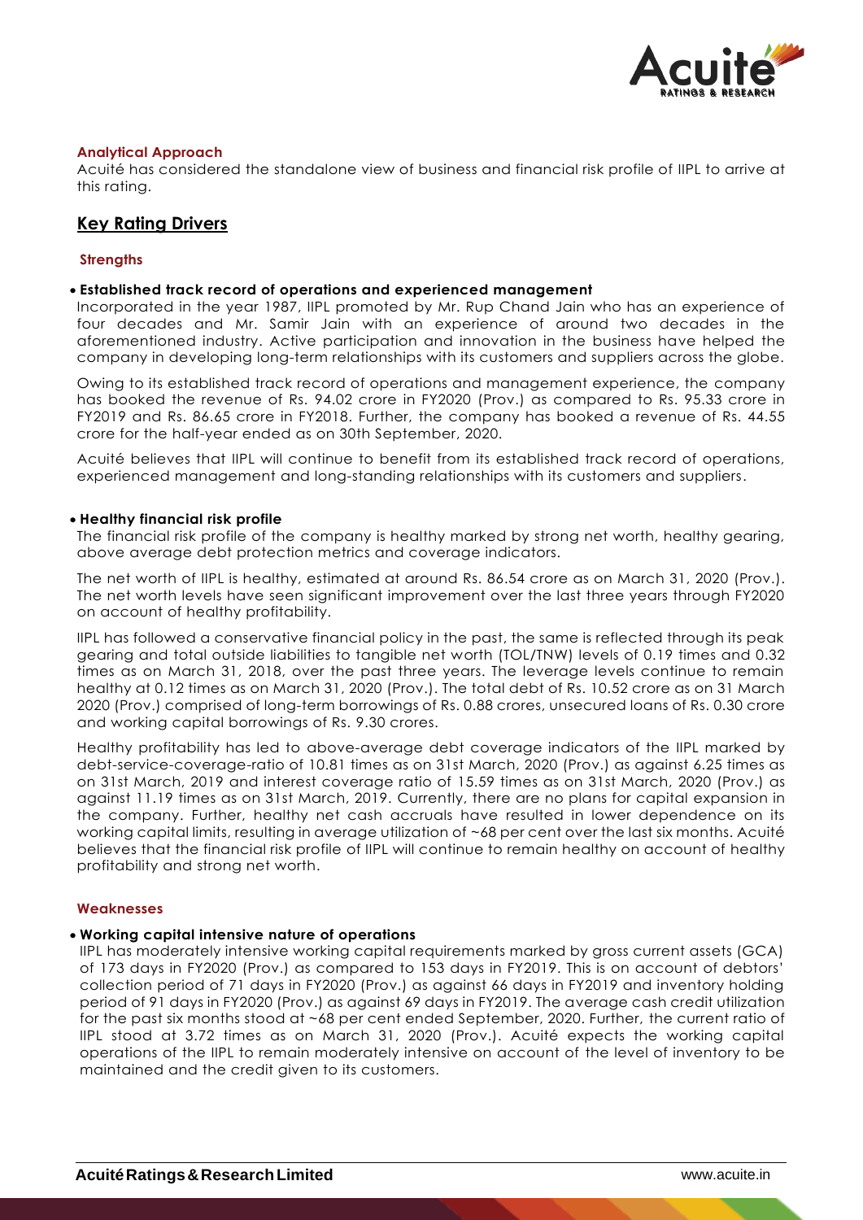### Analytical Approach

Acuité has considered the standalone view of business and financial risk profile of IIPL to arrive at this rating.

## Key Rating Drivers

### Strengths

- **Established track record of operations and experienced management**

Incorporated in the year 1987, IIPL promoted by Mr. Rup Chand Jain who has an experience of four decades and Mr. Samir Jain with an experience of around two decades in the aforementioned industry. Active participation and innovation in the business have helped the company in developing long-term relationships with its customers and suppliers across the globe.

Owing to its established track record of operations and management experience, the company has booked the revenue of Rs. 94.02 crore in FY2020 (Prov.) as compared to Rs. 95.33 crore in FY2019 and Rs. 86.65 crore in FY2018. Further, the company has booked a revenue of Rs. 44.55 crore for the half-year ended as on 30th September, 2020.

Acuité believes that IIPL will continue to benefit from its established track record of operations, experienced management and long-standing relationships with its customers and suppliers.

- **Healthy financial risk profile**

The financial risk profile of the company is healthy marked by strong net worth, healthy gearing, above average debt protection metrics and coverage indicators.

The net worth of IIPL is healthy, estimated at around Rs. 86.54 crore as on March 31, 2020 (Prov.). The net worth levels have seen significant improvement over the last three years through FY2020 on account of healthy profitability.

IIPL has followed a conservative financial policy in the past, the same is reflected through its peak gearing and total outside liabilities to tangible net worth (TOL/TNW) levels of 0.19 times and 0.32 times as on March 31, 2018, over the past three years. The leverage levels continue to remain healthy at 0.12 times as on March 31, 2020 (Prov.). The total debt of Rs. 10.52 crore as on 31 March 2020 (Prov.) comprised of long-term borrowings of Rs. 0.88 crores, unsecured loans of Rs. 0.30 crore and working capital borrowings of Rs. 9.30 crores.

Healthy profitability has led to above-average debt coverage indicators of the IIPL marked by debt-service-coverage-ratio of 10.81 times as on 31st March, 2020 (Prov.) as against 6.25 times as on 31st March, 2019 and interest coverage ratio of 15.59 times as on 31st March, 2020 (Prov.) as against 11.19 times as on 31st March, 2019. Currently, there are no plans for capital expansion in the company. Further, healthy net cash accruals have resulted in lower dependence on its working capital limits, resulting in average utilization of ~68 per cent over the last six months. Acuité believes that the financial risk profile of IIPL will continue to remain healthy on account of healthy profitability and strong net worth.

### Weaknesses

- **Working capital intensive nature of operations**

IIPL has moderately intensive working capital requirements marked by gross current assets (GCA) of 173 days in FY2020 (Prov.) as compared to 153 days in FY2019. This is on account of debtors' collection period of 71 days in FY2020 (Prov.) as against 66 days in FY2019 and inventory holding period of 91 days in FY2020 (Prov.) as against 69 days in FY2019. The average cash credit utilization for the past six months stood at ~68 per cent ended September, 2020. Further, the current ratio of IIPL stood at 3.72 times as on March 31, 2020 (Prov.). Acuité expects the working capital operations of the IIPL to remain moderately intensive on account of the level of inventory to be maintained and the credit given to its customers.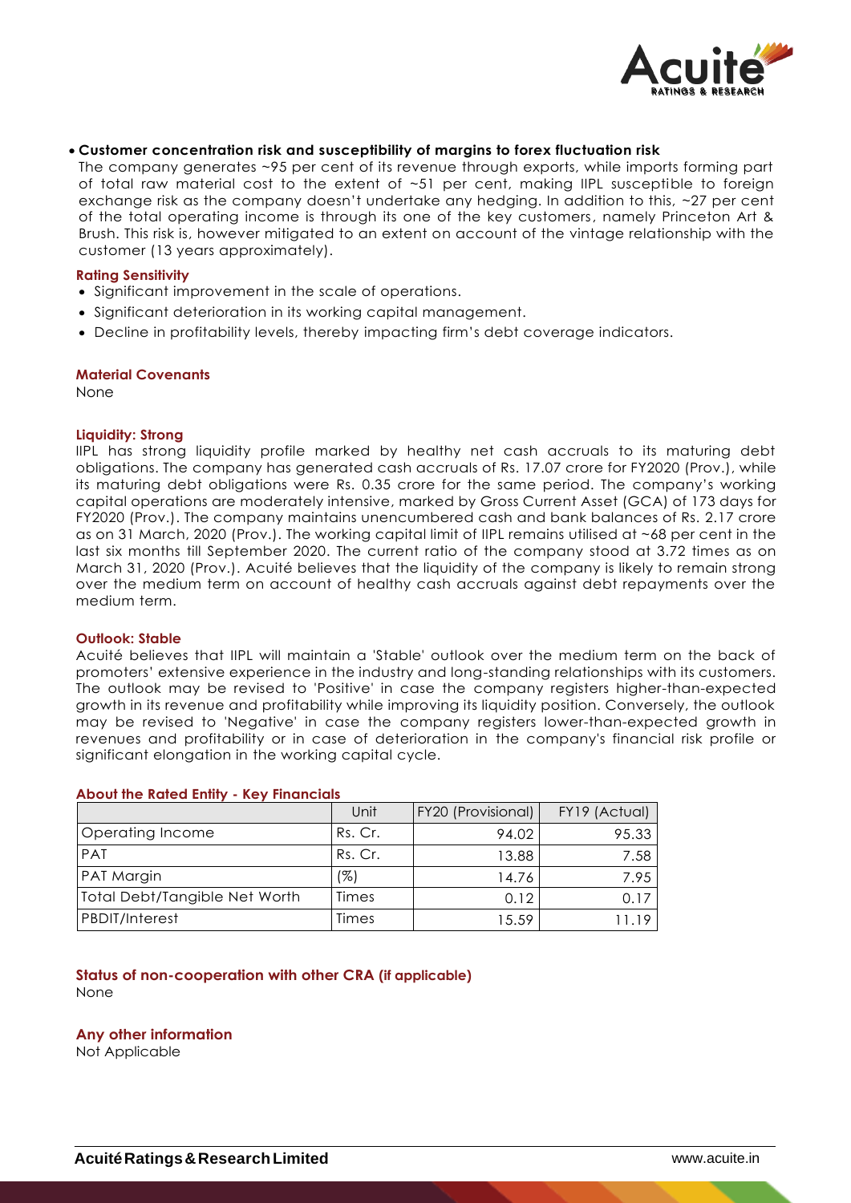- **Customer concentration risk and susceptibility of margins to forex fluctuation risk**
  The company generates ~95 per cent of its revenue through exports, while imports forming part of total raw material cost to the extent of ~51 per cent, making IIPL susceptible to foreign exchange risk as the company doesn't undertake any hedging. In addition to this, ~27 per cent of the total operating income is through its one of the key customers, namely Princeton Art & Brush. This risk is, however mitigated to an extent on account of the vintage relationship with the customer (13 years approximately).

### Rating Sensitivity

- Significant improvement in the scale of operations.
- Significant deterioration in its working capital management.
- Decline in profitability levels, thereby impacting firm's debt coverage indicators.

### Material Covenants

None

### Liquidity: Strong

IIPL has strong liquidity profile marked by healthy net cash accruals to its maturing debt obligations. The company has generated cash accruals of Rs. 17.07 crore for FY2020 (Prov.), while its maturing debt obligations were Rs. 0.35 crore for the same period. The company's working capital operations are moderately intensive, marked by Gross Current Asset (GCA) of 173 days for FY2020 (Prov.). The company maintains unencumbered cash and bank balances of Rs. 2.17 crore as on 31 March, 2020 (Prov.). The working capital limit of IIPL remains utilised at ~68 per cent in the last six months till September 2020. The current ratio of the company stood at 3.72 times as on March 31, 2020 (Prov.). Acuité believes that the liquidity of the company is likely to remain strong over the medium term on account of healthy cash accruals against debt repayments over the medium term.

### Outlook: Stable

Acuité believes that IIPL will maintain a 'Stable' outlook over the medium term on the back of promoters' extensive experience in the industry and long-standing relationships with its customers. The outlook may be revised to 'Positive' in case the company registers higher-than-expected growth in its revenue and profitability while improving its liquidity position. Conversely, the outlook may be revised to 'Negative' in case the company registers lower-than-expected growth in revenues and profitability or in case of deterioration in the company's financial risk profile or significant elongation in the working capital cycle.

### About the Rated Entity - Key Financials

| | Unit | FY20 (Provisional) | FY19 (Actual) |
|---|---|---|---|
| Operating Income | Rs. Cr. | 94.02 | 95.33 |
| PAT | Rs. Cr. | 13.88 | 7.58 |
| PAT Margin | (%) | 14.76 | 7.95 |
| Total Debt/Tangible Net Worth | Times | 0.12 | 0.17 |
| PBDIT/Interest | Times | 15.59 | 11.19 |

### Status of non-cooperation with other CRA (if applicable)

None

### Any other information

Not Applicable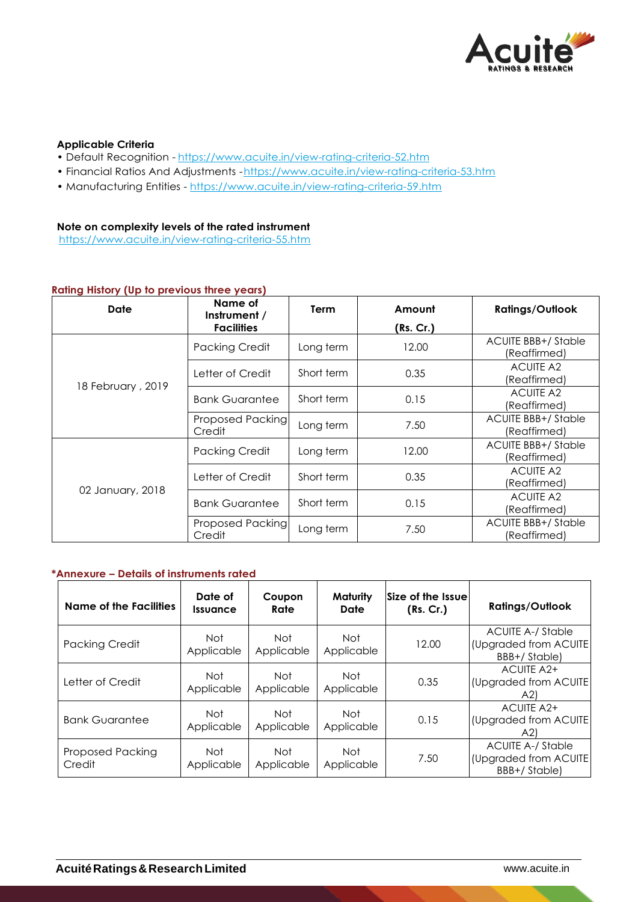**Applicable Criteria**

- Default Recognition - https://www.acuite.in/view-rating-criteria-52.htm
- Financial Ratios And Adjustments -https://www.acuite.in/view-rating-criteria-53.htm
- Manufacturing Entities - https://www.acuite.in/view-rating-criteria-59.htm

**Note on complexity levels of the rated instrument**

https://www.acuite.in/view-rating-criteria-55.htm

**Rating History (Up to previous three years)**

| Date | Name of Instrument / Facilities | Term | Amount (Rs. Cr.) | Ratings/Outlook |
|---|---|---|---|---|
| 18 February , 2019 | Packing Credit | Long term | 12.00 | ACUITE BBB+/ Stable (Reaffirmed) |
| | Letter of Credit | Short term | 0.35 | ACUITE A2 (Reaffirmed) |
| | Bank Guarantee | Short term | 0.15 | ACUITE A2 (Reaffirmed) |
| | Proposed Packing Credit | Long term | 7.50 | ACUITE BBB+/ Stable (Reaffirmed) |
| 02 January, 2018 | Packing Credit | Long term | 12.00 | ACUITE BBB+/ Stable (Reaffirmed) |
| | Letter of Credit | Short term | 0.35 | ACUITE A2 (Reaffirmed) |
| | Bank Guarantee | Short term | 0.15 | ACUITE A2 (Reaffirmed) |
| | Proposed Packing Credit | Long term | 7.50 | ACUITE BBB+/ Stable (Reaffirmed) |

***Annexure – Details of instruments rated**

| Name of the Facilities | Date of Issuance | Coupon Rate | Maturity Date | Size of the Issue (Rs. Cr.) | Ratings/Outlook |
|---|---|---|---|---|---|
| Packing Credit | Not Applicable | Not Applicable | Not Applicable | 12.00 | ACUITE A-/ Stable (Upgraded from ACUITE BBB+/ Stable) |
| Letter of Credit | Not Applicable | Not Applicable | Not Applicable | 0.35 | ACUITE A2+ (Upgraded from ACUITE A2) |
| Bank Guarantee | Not Applicable | Not Applicable | Not Applicable | 0.15 | ACUITE A2+ (Upgraded from ACUITE A2) |
| Proposed Packing Credit | Not Applicable | Not Applicable | Not Applicable | 7.50 | ACUITE A-/ Stable (Upgraded from ACUITE BBB+/ Stable) |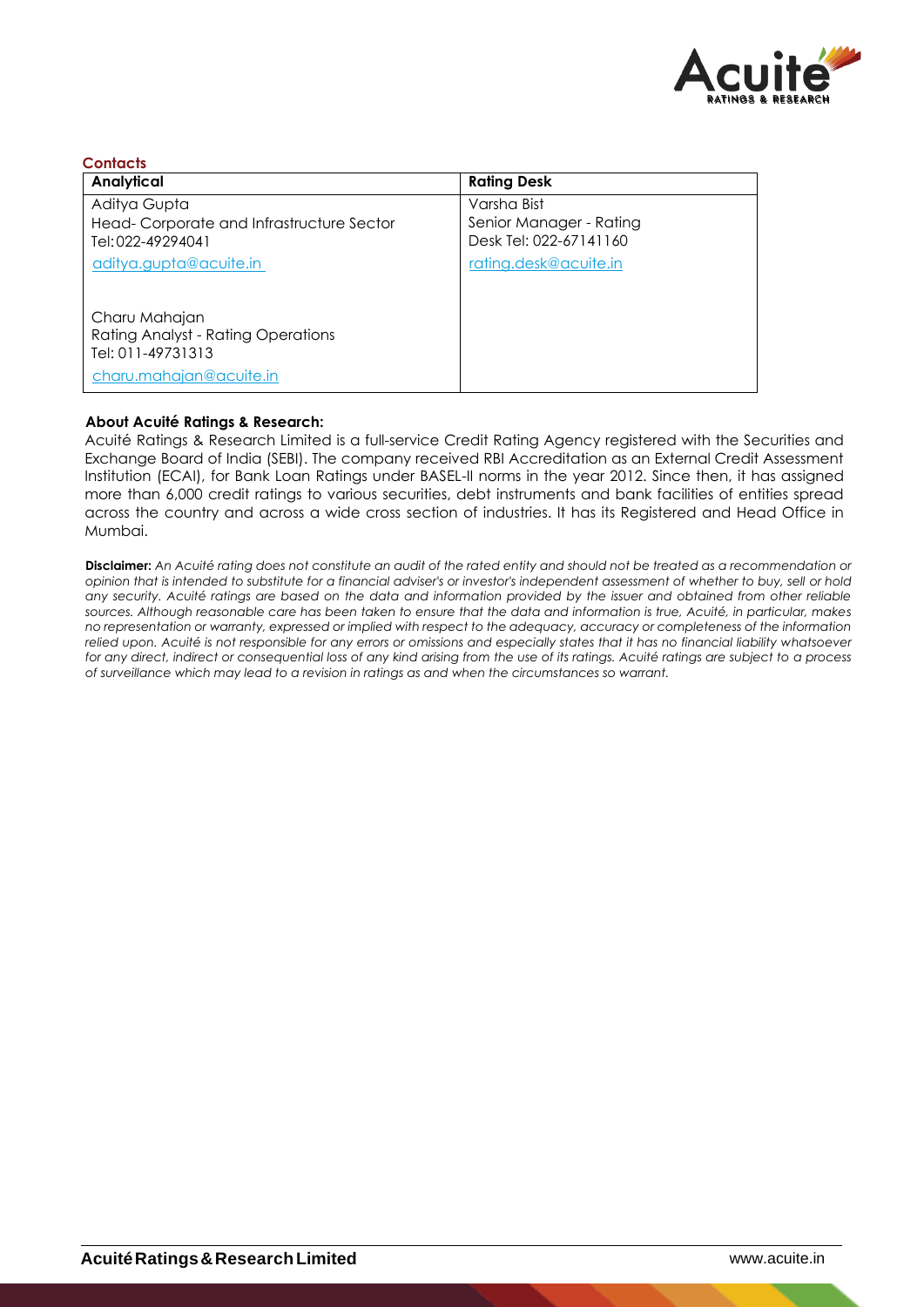**Contacts**

| Analytical | Rating Desk |
|---|---|
| Aditya Gupta<br>Head- Corporate and Infrastructure Sector<br>Tel: 022-49294041<br>aditya.gupta@acuite.in<br><br>Charu Mahajan<br>Rating Analyst - Rating Operations<br>Tel: 011-49731313<br>charu.mahajan@acuite.in | Varsha Bist<br>Senior Manager - Rating<br>Desk Tel: 022-67141160<br>rating.desk@acuite.in |

**About Acuité Ratings & Research:**

Acuité Ratings & Research Limited is a full-service Credit Rating Agency registered with the Securities and Exchange Board of India (SEBI). The company received RBI Accreditation as an External Credit Assessment Institution (ECAI), for Bank Loan Ratings under BASEL-II norms in the year 2012. Since then, it has assigned more than 6,000 credit ratings to various securities, debt instruments and bank facilities of entities spread across the country and across a wide cross section of industries. It has its Registered and Head Office in Mumbai.

**Disclaimer:** *An Acuité rating does not constitute an audit of the rated entity and should not be treated as a recommendation or opinion that is intended to substitute for a financial adviser's or investor's independent assessment of whether to buy, sell or hold any security. Acuité ratings are based on the data and information provided by the issuer and obtained from other reliable sources. Although reasonable care has been taken to ensure that the data and information is true, Acuité, in particular, makes no representation or warranty, expressed or implied with respect to the adequacy, accuracy or completeness of the information relied upon. Acuité is not responsible for any errors or omissions and especially states that it has no financial liability whatsoever for any direct, indirect or consequential loss of any kind arising from the use of its ratings. Acuité ratings are subject to a process of surveillance which may lead to a revision in ratings as and when the circumstances so warrant.*